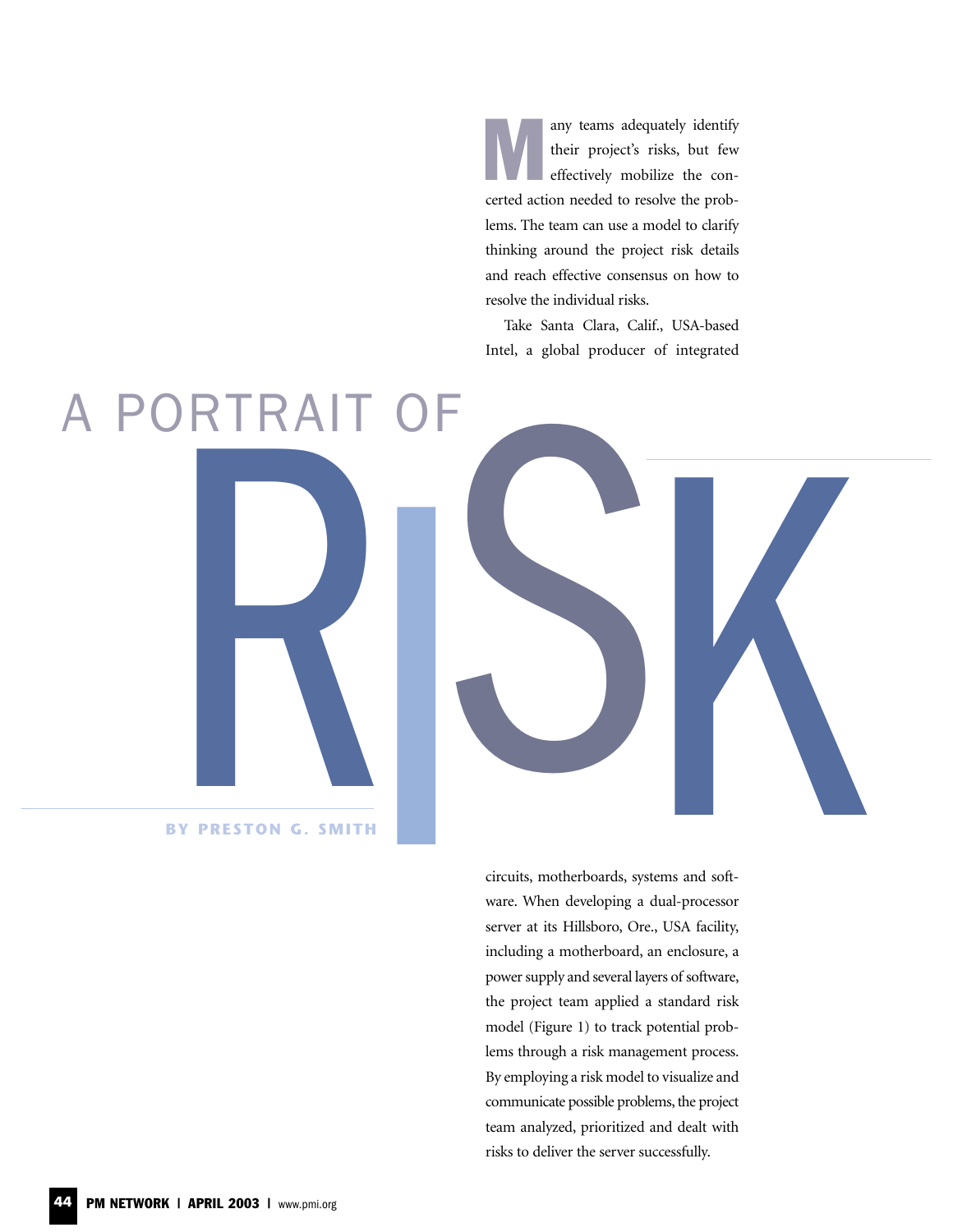# A PORTRAIT OF RISK

**BY PRESTON G. SMITH**

Many teams adequately identify their project's risks, but few effectively mobilize the concerted action needed to resolve the problems. The team can use a model to clarify thinking around the project risk details and reach effective consensus on how to resolve the individual risks.

Take Santa Clara, Calif., USA-based Intel, a global producer of integrated circuits, motherboards, systems and software. When developing a dual-processor server at its Hillsboro, Ore., USA facility, including a motherboard, an enclosure, a power supply and several layers of software, the project team applied a standard risk model (Figure 1) to track potential problems through a risk management process. By employing a risk model to visualize and communicate possible problems, the project team analyzed, prioritized and dealt with risks to deliver the server successfully.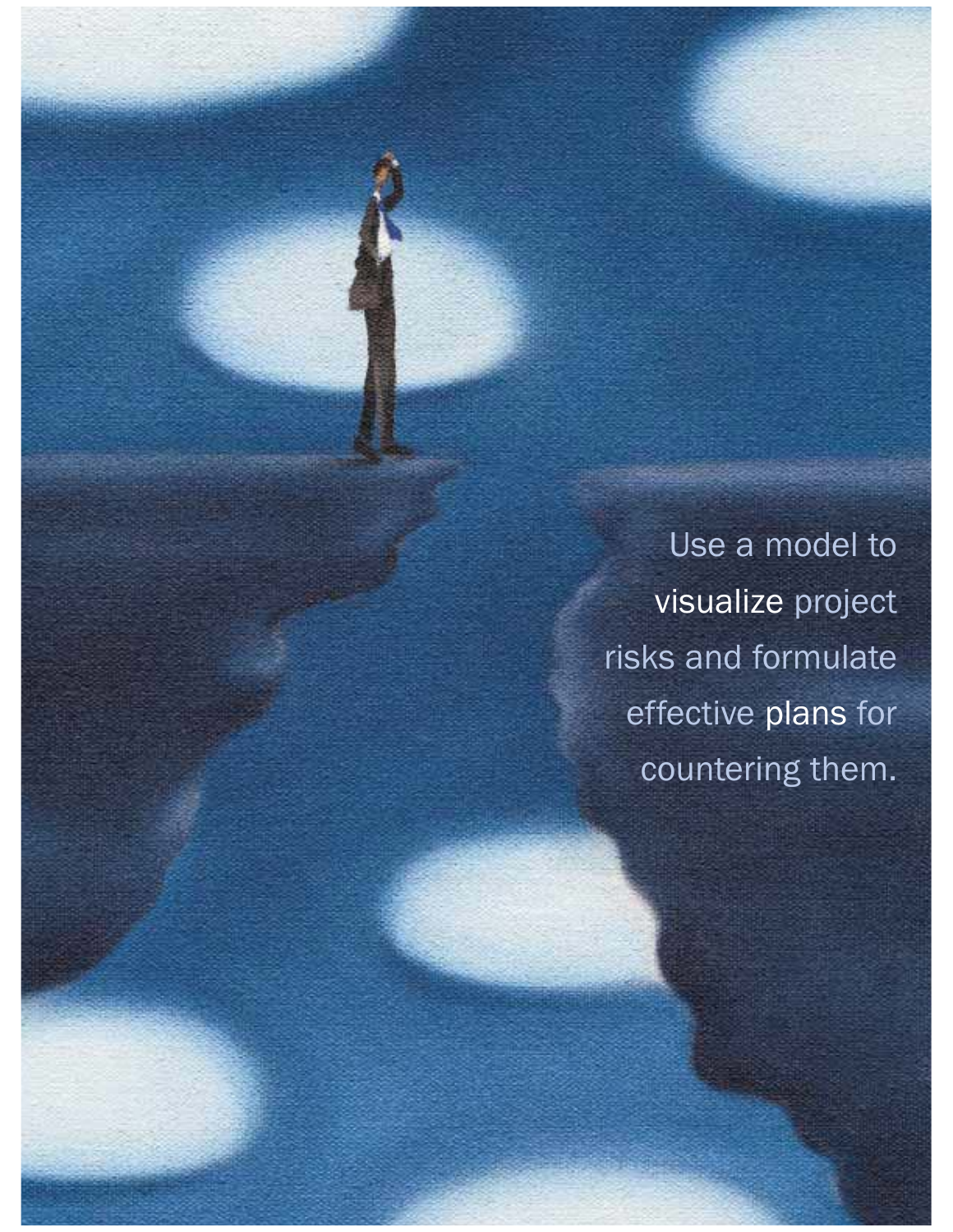Use a model to visualize project risks and formulate effective plans for countering them.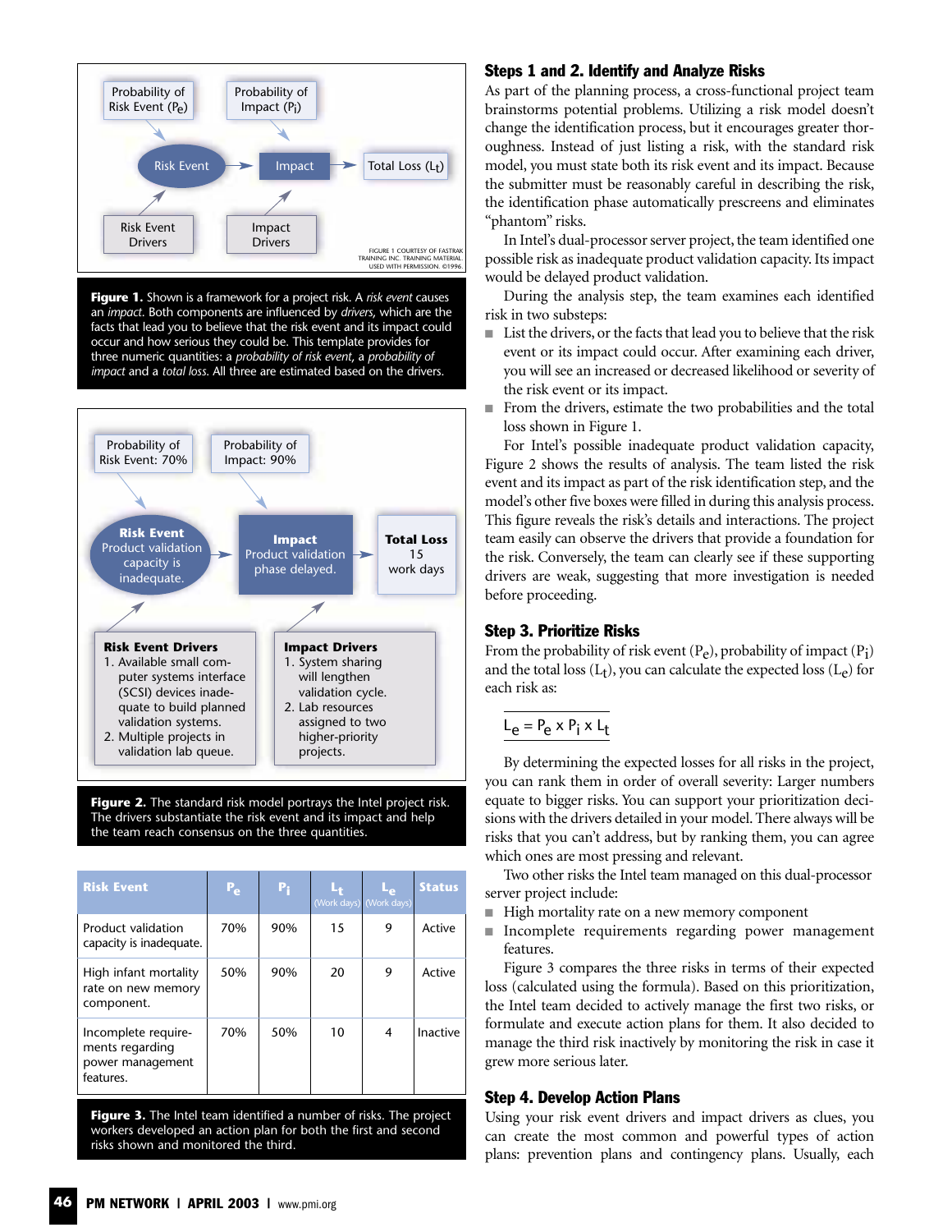Probability of Risk Event ($P_e$)

Probability of Impact ($P_i$)

Risk Event → Impact → Total Loss ($L_t$)

Risk Event Drivers

Impact Drivers

FIGURE 1 COURTESY OF FASTRAK TRAINING INC. TRAINING MATERIAL. USED WITH PERMISSION. ©1996.

**Figure 1.** Shown is a framework for a project risk. A *risk event* causes an *impact*. Both components are influenced by *drivers*, which are the facts that lead you to believe that the risk event and its impact could occur and how serious they could be. This template provides for three numeric quantities: a *probability of risk event*, a *probability of impact* and a *total loss*. All three are estimated based on the drivers.

Probability of Risk Event: 70%

Probability of Impact: 90%

**Risk Event** Product validation capacity is inadequate.

**Impact** Product validation phase delayed.

**Total Loss** 15 work days

**Risk Event Drivers**
1. Available small computer systems interface (SCSI) devices inadequate to build planned validation systems.
2. Multiple projects in validation lab queue.

**Impact Drivers**
1. System sharing will lengthen validation cycle.
2. Lab resources assigned to two higher-priority projects.

**Figure 2.** The standard risk model portrays the Intel project risk. The drivers substantiate the risk event and its impact and help the team reach consensus on the three quantities.

| Risk Event | $P_e$ | $P_i$ | $L_t$ (Work days) | $L_e$ (Work days) | Status |
|---|---|---|---|---|---|
| Product validation capacity is inadequate. | 70% | 90% | 15 | 9 | Active |
| High infant mortality rate on new memory component. | 50% | 90% | 20 | 9 | Active |
| Incomplete requirements regarding power management features. | 70% | 50% | 10 | 4 | Inactive |

**Figure 3.** The Intel team identified a number of risks. The project workers developed an action plan for both the first and second risks shown and monitored the third.

## Steps 1 and 2. Identify and Analyze Risks

As part of the planning process, a cross-functional project team brainstorms potential problems. Utilizing a risk model doesn't change the identification process, but it encourages greater thoroughness. Instead of just listing a risk, with the standard risk model, you must state both its risk event and its impact. Because the submitter must be reasonably careful in describing the risk, the identification phase automatically prescreens and eliminates "phantom" risks.

In Intel's dual-processor server project, the team identified one possible risk as inadequate product validation capacity. Its impact would be delayed product validation.

During the analysis step, the team examines each identified risk in two substeps:

- List the drivers, or the facts that lead you to believe that the risk event or its impact could occur. After examining each driver, you will see an increased or decreased likelihood or severity of the risk event or its impact.
- From the drivers, estimate the two probabilities and the total loss shown in Figure 1.

For Intel's possible inadequate product validation capacity, Figure 2 shows the results of analysis. The team listed the risk event and its impact as part of the risk identification step, and the model's other five boxes were filled in during this analysis process. This figure reveals the risk's details and interactions. The project team easily can observe the drivers that provide a foundation for the risk. Conversely, the team can clearly see if these supporting drivers are weak, suggesting that more investigation is needed before proceeding.

## Step 3. Prioritize Risks

From the probability of risk event ($P_e$), probability of impact ($P_i$) and the total loss ($L_t$), you can calculate the expected loss ($L_e$) for each risk as:

$$L_e = P_e \times P_i \times L_t$$

By determining the expected losses for all risks in the project, you can rank them in order of overall severity: Larger numbers equate to bigger risks. You can support your prioritization decisions with the drivers detailed in your model. There always will be risks that you can't address, but by ranking them, you can agree which ones are most pressing and relevant.

Two other risks the Intel team managed on this dual-processor server project include:

- High mortality rate on a new memory component
- Incomplete requirements regarding power management features.

Figure 3 compares the three risks in terms of their expected loss (calculated using the formula). Based on this prioritization, the Intel team decided to actively manage the first two risks, or formulate and execute action plans for them. It also decided to manage the third risk inactively by monitoring the risk in case it grew more serious later.

## Step 4. Develop Action Plans

Using your risk event drivers and impact drivers as clues, you can create the most common and powerful types of action plans: prevention plans and contingency plans. Usually, each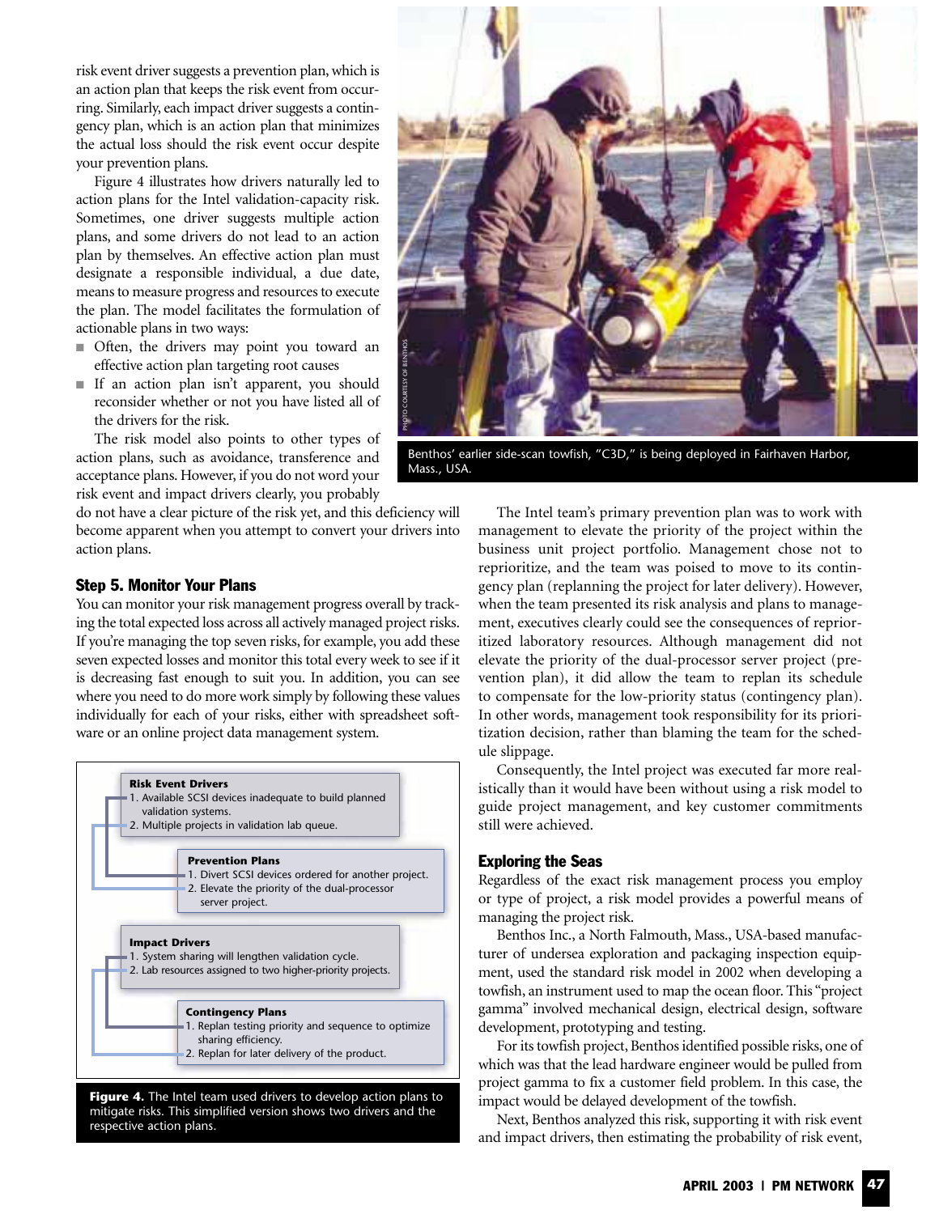risk event driver suggests a prevention plan, which is an action plan that keeps the risk event from occurring. Similarly, each impact driver suggests a contingency plan, which is an action plan that minimizes the actual loss should the risk event occur despite your prevention plans.

Figure 4 illustrates how drivers naturally led to action plans for the Intel validation-capacity risk. Sometimes, one driver suggests multiple action plans, and some drivers do not lead to an action plan by themselves. An effective action plan must designate a responsible individual, a due date, means to measure progress and resources to execute the plan. The model facilitates the formulation of actionable plans in two ways:

- Often, the drivers may point you toward an effective action plan targeting root causes
- If an action plan isn't apparent, you should reconsider whether or not you have listed all of the drivers for the risk.

The risk model also points to other types of action plans, such as avoidance, transference and acceptance plans. However, if you do not word your risk event and impact drivers clearly, you probably do not have a clear picture of the risk yet, and this deficiency will become apparent when you attempt to convert your drivers into action plans.

### Step 5. Monitor Your Plans

You can monitor your risk management progress overall by tracking the total expected loss across all actively managed project risks. If you're managing the top seven risks, for example, you add these seven expected losses and monitor this total every week to see if it is decreasing fast enough to suit you. In addition, you can see where you need to do more work simply by following these values individually for each of your risks, either with spreadsheet software or an online project data management system.

**Risk Event Drivers**
1. Available SCSI devices inadequate to build planned validation systems.
2. Multiple projects in validation lab queue.

**Prevention Plans**
1. Divert SCSI devices ordered for another project.
2. Elevate the priority of the dual-processor server project.

**Impact Drivers**
1. System sharing will lengthen validation cycle.
2. Lab resources assigned to two higher-priority projects.

**Contingency Plans**
1. Replan testing priority and sequence to optimize sharing efficiency.
2. Replan for later delivery of the product.

**Figure 4.** The Intel team used drivers to develop action plans to mitigate risks. This simplified version shows two drivers and the respective action plans.

PHOTO COURTESY OF BENTHOS

Benthos' earlier side-scan towfish, "C3D," is being deployed in Fairhaven Harbor, Mass., USA.

The Intel team's primary prevention plan was to work with management to elevate the priority of the project within the business unit project portfolio. Management chose not to reprioritize, and the team was poised to move to its contingency plan (replanning the project for later delivery). However, when the team presented its risk analysis and plans to management, executives clearly could see the consequences of reprioritized laboratory resources. Although management did not elevate the priority of the dual-processor server project (prevention plan), it did allow the team to replan its schedule to compensate for the low-priority status (contingency plan). In other words, management took responsibility for its prioritization decision, rather than blaming the team for the schedule slippage.

Consequently, the Intel project was executed far more realistically than it would have been without using a risk model to guide project management, and key customer commitments still were achieved.

### Exploring the Seas

Regardless of the exact risk management process you employ or type of project, a risk model provides a powerful means of managing the project risk.

Benthos Inc., a North Falmouth, Mass., USA-based manufacturer of undersea exploration and packaging inspection equipment, used the standard risk model in 2002 when developing a towfish, an instrument used to map the ocean floor. This "project gamma" involved mechanical design, electrical design, software development, prototyping and testing.

For its towfish project, Benthos identified possible risks, one of which was that the lead hardware engineer would be pulled from project gamma to fix a customer field problem. In this case, the impact would be delayed development of the towfish.

Next, Benthos analyzed this risk, supporting it with risk event and impact drivers, then estimating the probability of risk event,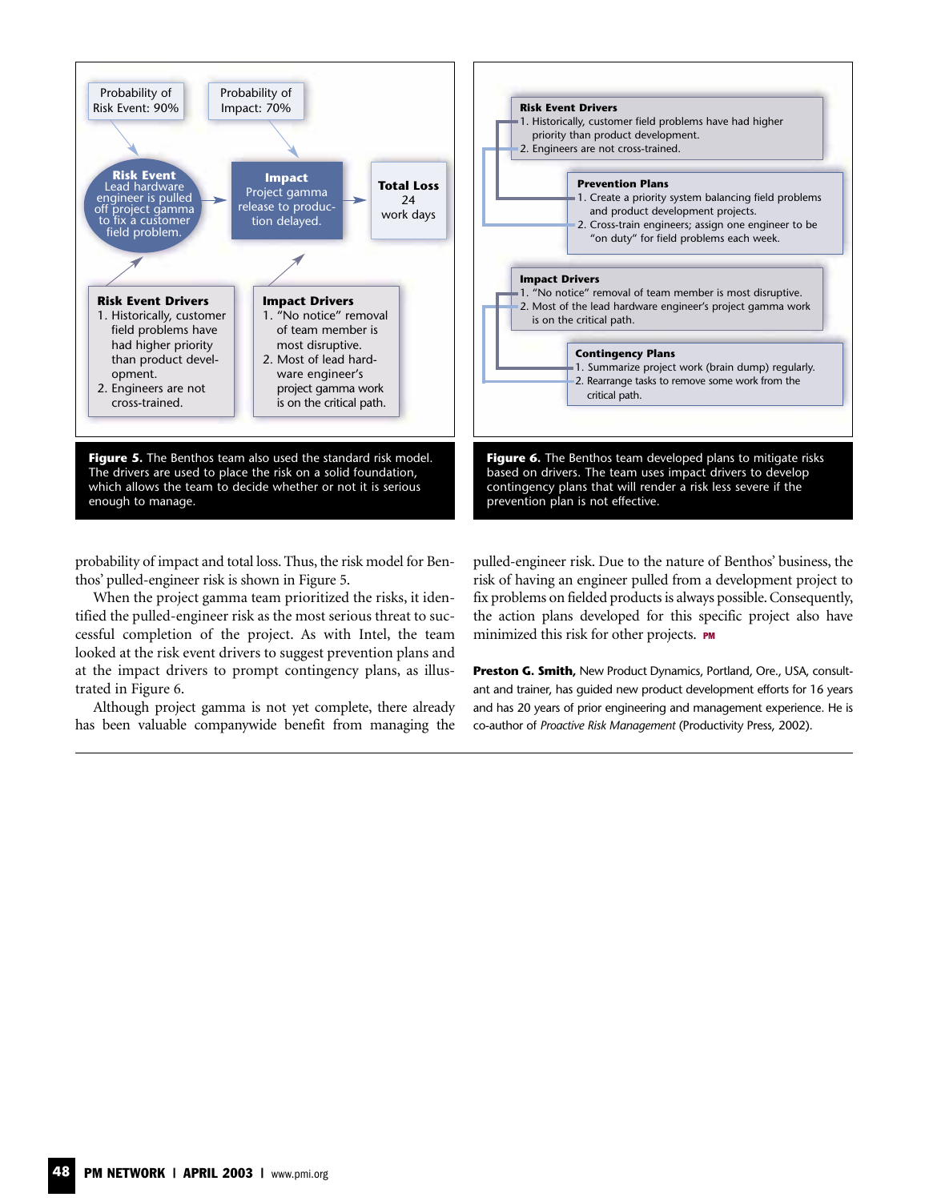Probability of Risk Event: 90%

Probability of Impact: 70%

**Risk Event**
Lead hardware engineer is pulled off project gamma to fix a customer field problem.

**Impact**
Project gamma release to production delayed.

**Total Loss**
24 work days

**Risk Event Drivers**
1. Historically, customer field problems have had higher priority than product development.
2. Engineers are not cross-trained.

**Impact Drivers**
1. "No notice" removal of team member is most disruptive.
2. Most of lead hardware engineer's project gamma work is on the critical path.

**Figure 5.** The Benthos team also used the standard risk model. The drivers are used to place the risk on a solid foundation, which allows the team to decide whether or not it is serious enough to manage.

**Risk Event Drivers**
1. Historically, customer field problems have had higher priority than product development.
2. Engineers are not cross-trained.

**Prevention Plans**
1. Create a priority system balancing field problems and product development projects.
2. Cross-train engineers; assign one engineer to be "on duty" for field problems each week.

**Impact Drivers**
1. "No notice" removal of team member is most disruptive.
2. Most of the lead hardware engineer's project gamma work is on the critical path.

**Contingency Plans**
1. Summarize project work (brain dump) regularly.
2. Rearrange tasks to remove some work from the critical path.

**Figure 6.** The Benthos team developed plans to mitigate risks based on drivers. The team uses impact drivers to develop contingency plans that will render a risk less severe if the prevention plan is not effective.

probability of impact and total loss. Thus, the risk model for Benthos' pulled-engineer risk is shown in Figure 5.

When the project gamma team prioritized the risks, it identified the pulled-engineer risk as the most serious threat to successful completion of the project. As with Intel, the team looked at the risk event drivers to suggest prevention plans and at the impact drivers to prompt contingency plans, as illustrated in Figure 6.

Although project gamma is not yet complete, there already has been valuable companywide benefit from managing the pulled-engineer risk. Due to the nature of Benthos' business, the risk of having an engineer pulled from a development project to fix problems on fielded products is always possible. Consequently, the action plans developed for this specific project also have minimized this risk for other projects. PM

**Preston G. Smith,** New Product Dynamics, Portland, Ore., USA, consultant and trainer, has guided new product development efforts for 16 years and has 20 years of prior engineering and management experience. He is co-author of *Proactive Risk Management* (Productivity Press, 2002).